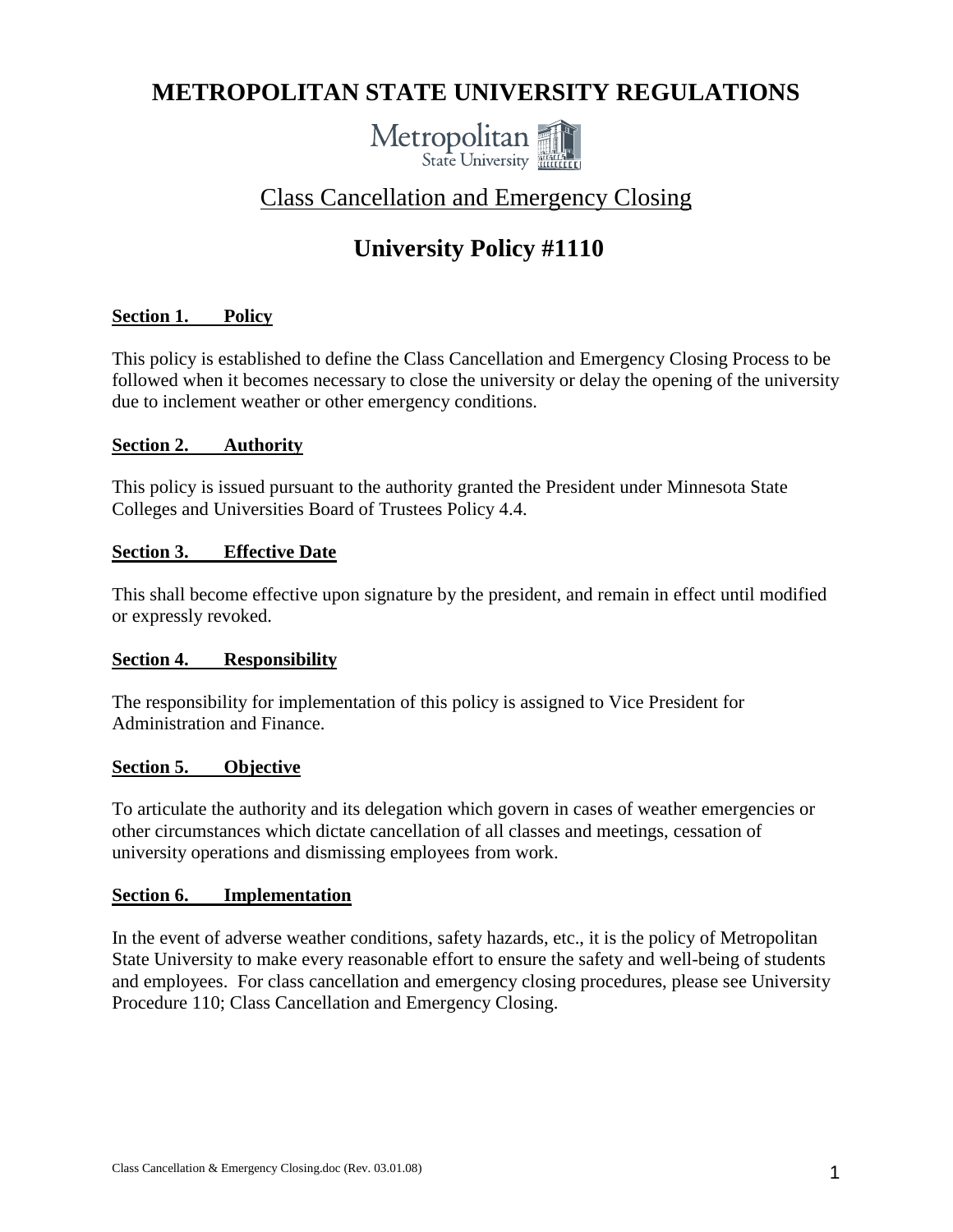# METROPOLITAN STATE UNIVERSITY REGULATIONS

Metropolitan State University

## Class Cancellation and Emergency Closing

## University Policy #1110

### Section 1. Policy

This policy is established to define the Class Cancellation and Emergency Closing Process to be followed when it becomes necessary to close the university or delay the opening of the university due to inclement weather or other emergency conditions.

### Section 2. Authority

This policy is issued pursuant to the authority granted the President under Minnesota State Colleges and Universities Board of Trustees Policy 4.4.

### Section 3. Effective Date

This shall become effective upon signature by the president, and remain in effect until modified or expressly revoked.

### Section 4. Responsibility

The responsibility for implementation of this policy is assigned to Vice President for Administration and Finance.

### Section 5. Objective

To articulate the authority and its delegation which govern in cases of weather emergencies or other circumstances which dictate cancellation of all classes and meetings, cessation of university operations and dismissing employees from work.

### Section 6. Implementation

In the event of adverse weather conditions, safety hazards, etc., it is the policy of Metropolitan State University to make every reasonable effort to ensure the safety and well-being of students and employees. For class cancellation and emergency closing procedures, please see University Procedure 110; Class Cancellation and Emergency Closing.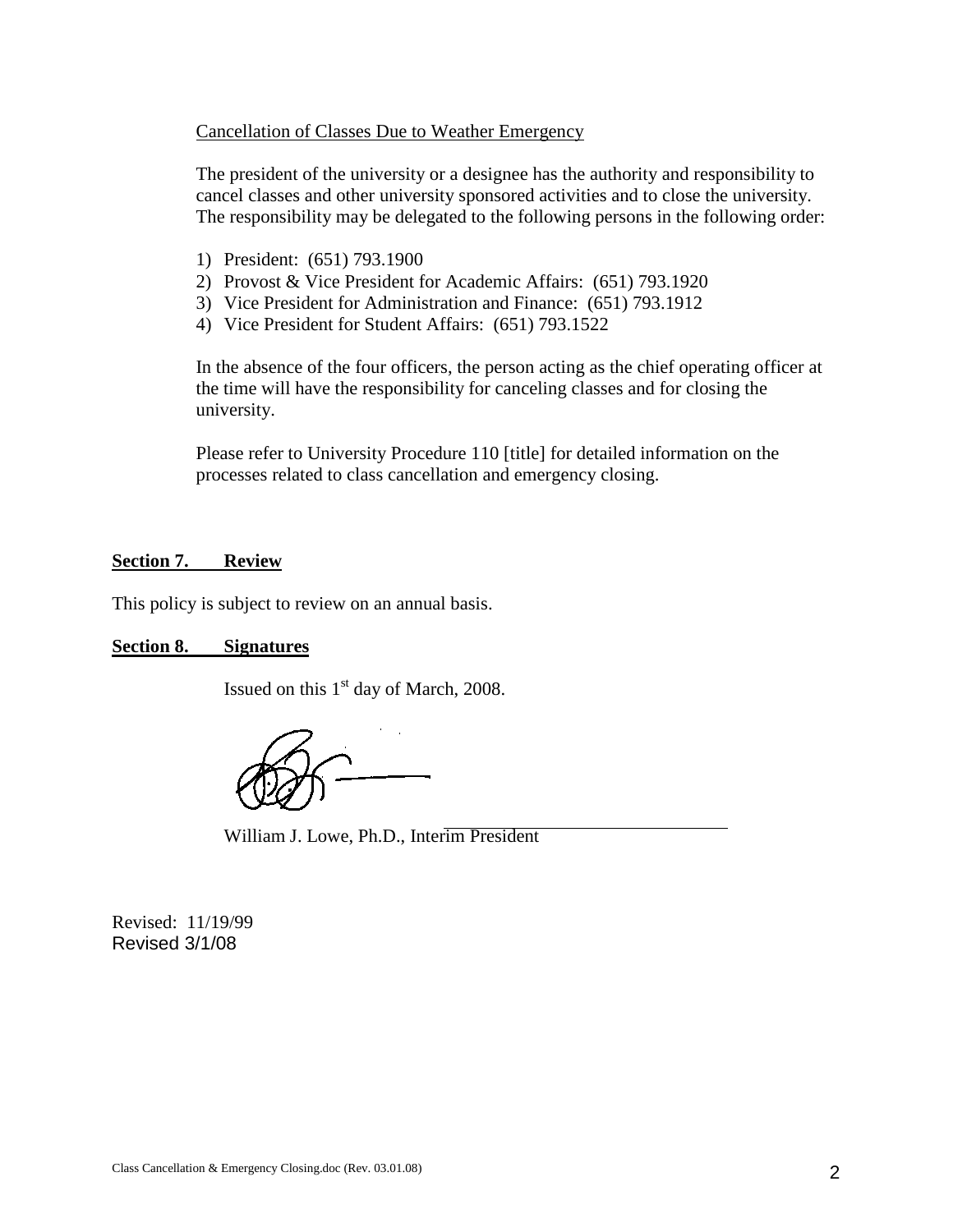Cancellation of Classes Due to Weather Emergency

The president of the university or a designee has the authority and responsibility to cancel classes and other university sponsored activities and to close the university. The responsibility may be delegated to the following persons in the following order:

1) President: (651) 793.1900
2) Provost & Vice President for Academic Affairs: (651) 793.1920
3) Vice President for Administration and Finance: (651) 793.1912
4) Vice President for Student Affairs: (651) 793.1522

In the absence of the four officers, the person acting as the chief operating officer at the time will have the responsibility for canceling classes and for closing the university.

Please refer to University Procedure 110 [title] for detailed information on the processes related to class cancellation and emergency closing.

**Section 7. Review**

This policy is subject to review on an annual basis.

**Section 8. Signatures**

Issued on this 1st day of March, 2008.

William J. Lowe, Ph.D., Interim President

Revised: 11/19/99
Revised 3/1/08